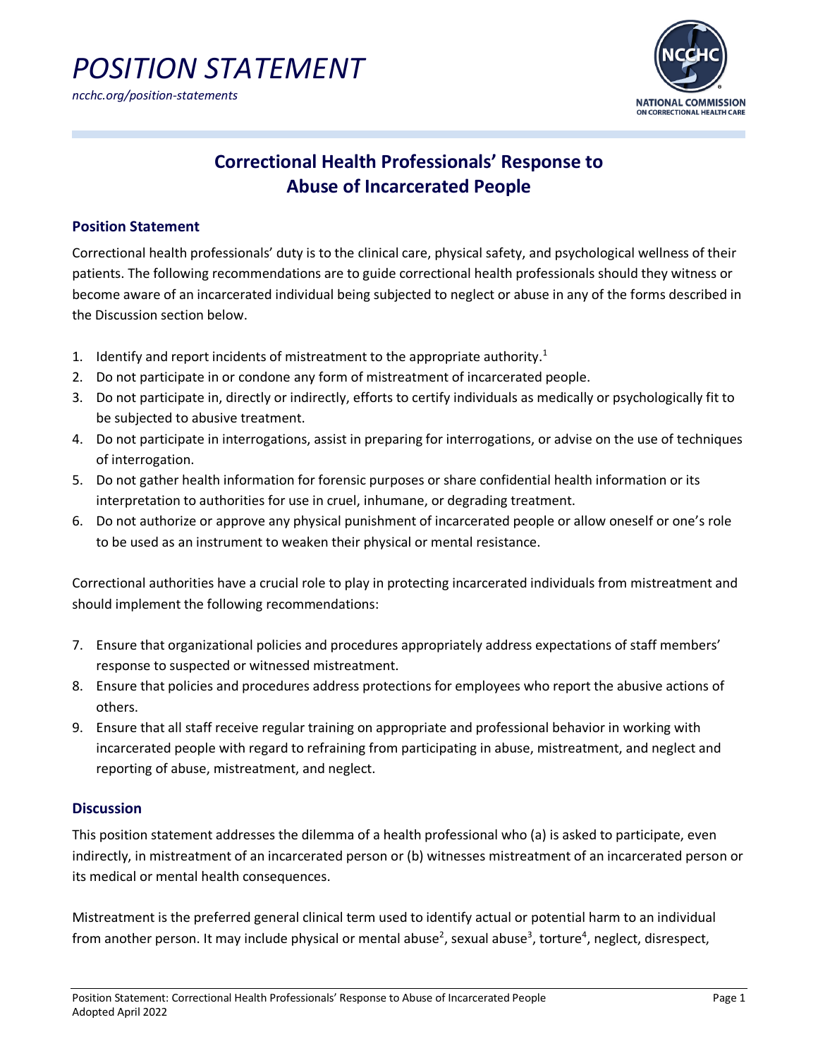# POSITION STATEMENT

*ncchc.org/position-statements*

## Correctional Health Professionals' Response to Abuse of Incarcerated People

### Position Statement

Correctional health professionals' duty is to the clinical care, physical safety, and psychological wellness of their patients. The following recommendations are to guide correctional health professionals should they witness or become aware of an incarcerated individual being subjected to neglect or abuse in any of the forms described in the Discussion section below.

1. Identify and report incidents of mistreatment to the appropriate authority.[1]
2. Do not participate in or condone any form of mistreatment of incarcerated people.
3. Do not participate in, directly or indirectly, efforts to certify individuals as medically or psychologically fit to be subjected to abusive treatment.
4. Do not participate in interrogations, assist in preparing for interrogations, or advise on the use of techniques of interrogation.
5. Do not gather health information for forensic purposes or share confidential health information or its interpretation to authorities for use in cruel, inhumane, or degrading treatment.
6. Do not authorize or approve any physical punishment of incarcerated people or allow oneself or one's role to be used as an instrument to weaken their physical or mental resistance.

Correctional authorities have a crucial role to play in protecting incarcerated individuals from mistreatment and should implement the following recommendations:

7. Ensure that organizational policies and procedures appropriately address expectations of staff members' response to suspected or witnessed mistreatment.
8. Ensure that policies and procedures address protections for employees who report the abusive actions of others.
9. Ensure that all staff receive regular training on appropriate and professional behavior in working with incarcerated people with regard to refraining from participating in abuse, mistreatment, and neglect and reporting of abuse, mistreatment, and neglect.

### Discussion

This position statement addresses the dilemma of a health professional who (a) is asked to participate, even indirectly, in mistreatment of an incarcerated person or (b) witnesses mistreatment of an incarcerated person or its medical or mental health consequences.

Mistreatment is the preferred general clinical term used to identify actual or potential harm to an individual from another person. It may include physical or mental abuse[2], sexual abuse[3], torture[4], neglect, disrespect,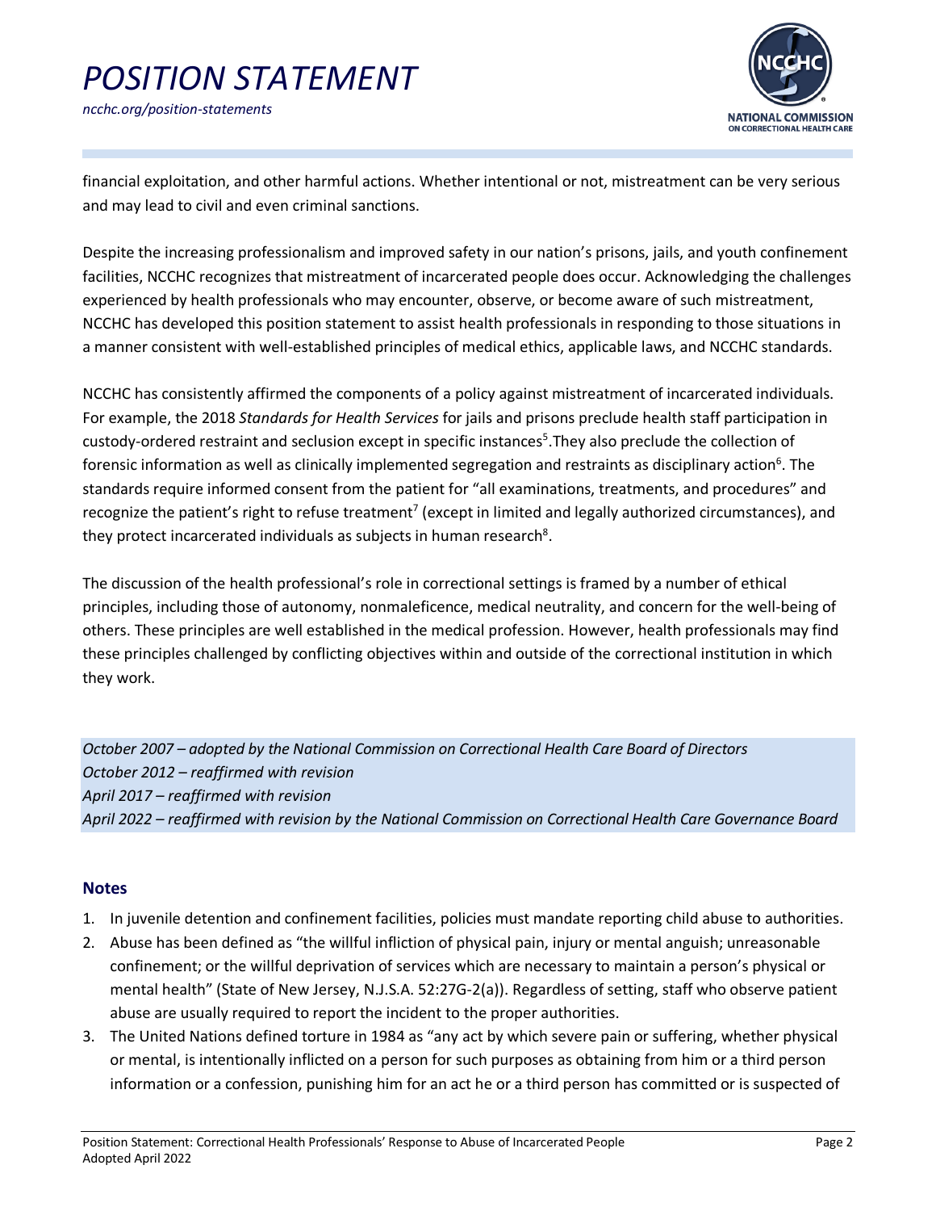financial exploitation, and other harmful actions. Whether intentional or not, mistreatment can be very serious and may lead to civil and even criminal sanctions.

Despite the increasing professionalism and improved safety in our nation's prisons, jails, and youth confinement facilities, NCCHC recognizes that mistreatment of incarcerated people does occur. Acknowledging the challenges experienced by health professionals who may encounter, observe, or become aware of such mistreatment, NCCHC has developed this position statement to assist health professionals in responding to those situations in a manner consistent with well-established principles of medical ethics, applicable laws, and NCCHC standards.

NCCHC has consistently affirmed the components of a policy against mistreatment of incarcerated individuals. For example, the 2018 *Standards for Health Services* for jails and prisons preclude health staff participation in custody-ordered restraint and seclusion except in specific instances[5].They also preclude the collection of forensic information as well as clinically implemented segregation and restraints as disciplinary action[6]. The standards require informed consent from the patient for "all examinations, treatments, and procedures" and recognize the patient's right to refuse treatment[7] (except in limited and legally authorized circumstances), and they protect incarcerated individuals as subjects in human research[8].

The discussion of the health professional's role in correctional settings is framed by a number of ethical principles, including those of autonomy, nonmaleficence, medical neutrality, and concern for the well-being of others. These principles are well established in the medical profession. However, health professionals may find these principles challenged by conflicting objectives within and outside of the correctional institution in which they work.

*October 2007 – adopted by the National Commission on Correctional Health Care Board of Directors*
*October 2012 – reaffirmed with revision*
*April 2017 – reaffirmed with revision*
*April 2022 – reaffirmed with revision by the National Commission on Correctional Health Care Governance Board*

### Notes

1. In juvenile detention and confinement facilities, policies must mandate reporting child abuse to authorities.
2. Abuse has been defined as "the willful infliction of physical pain, injury or mental anguish; unreasonable confinement; or the willful deprivation of services which are necessary to maintain a person's physical or mental health" (State of New Jersey, N.J.S.A. 52:27G-2(a)). Regardless of setting, staff who observe patient abuse are usually required to report the incident to the proper authorities.
3. The United Nations defined torture in 1984 as "any act by which severe pain or suffering, whether physical or mental, is intentionally inflicted on a person for such purposes as obtaining from him or a third person information or a confession, punishing him for an act he or a third person has committed or is suspected of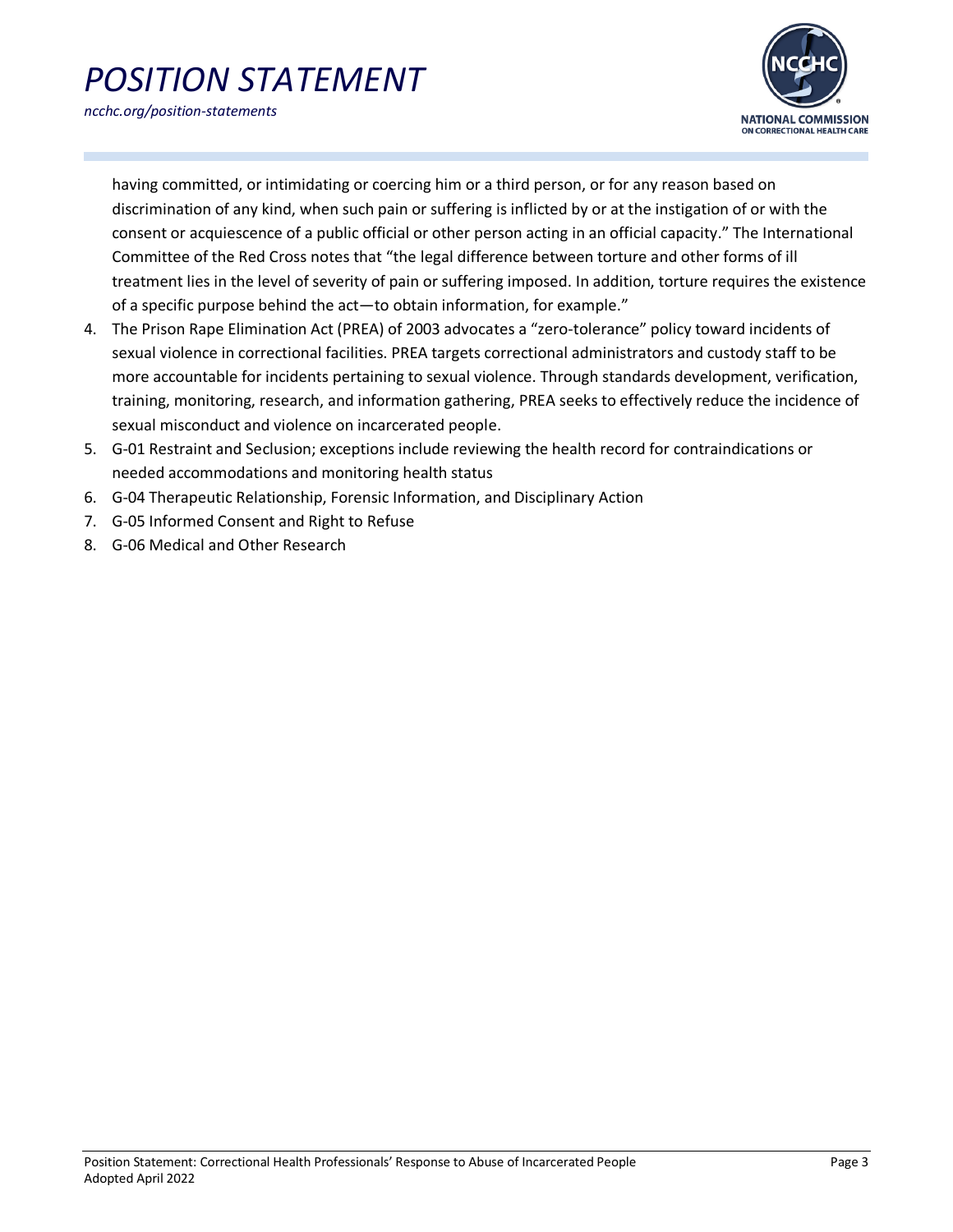having committed, or intimidating or coercing him or a third person, or for any reason based on discrimination of any kind, when such pain or suffering is inflicted by or at the instigation of or with the consent or acquiescence of a public official or other person acting in an official capacity." The International Committee of the Red Cross notes that "the legal difference between torture and other forms of ill treatment lies in the level of severity of pain or suffering imposed. In addition, torture requires the existence of a specific purpose behind the act—to obtain information, for example."

4. The Prison Rape Elimination Act (PREA) of 2003 advocates a "zero-tolerance" policy toward incidents of sexual violence in correctional facilities. PREA targets correctional administrators and custody staff to be more accountable for incidents pertaining to sexual violence. Through standards development, verification, training, monitoring, research, and information gathering, PREA seeks to effectively reduce the incidence of sexual misconduct and violence on incarcerated people.
5. G-01 Restraint and Seclusion; exceptions include reviewing the health record for contraindications or needed accommodations and monitoring health status
6. G-04 Therapeutic Relationship, Forensic Information, and Disciplinary Action
7. G-05 Informed Consent and Right to Refuse
8. G-06 Medical and Other Research